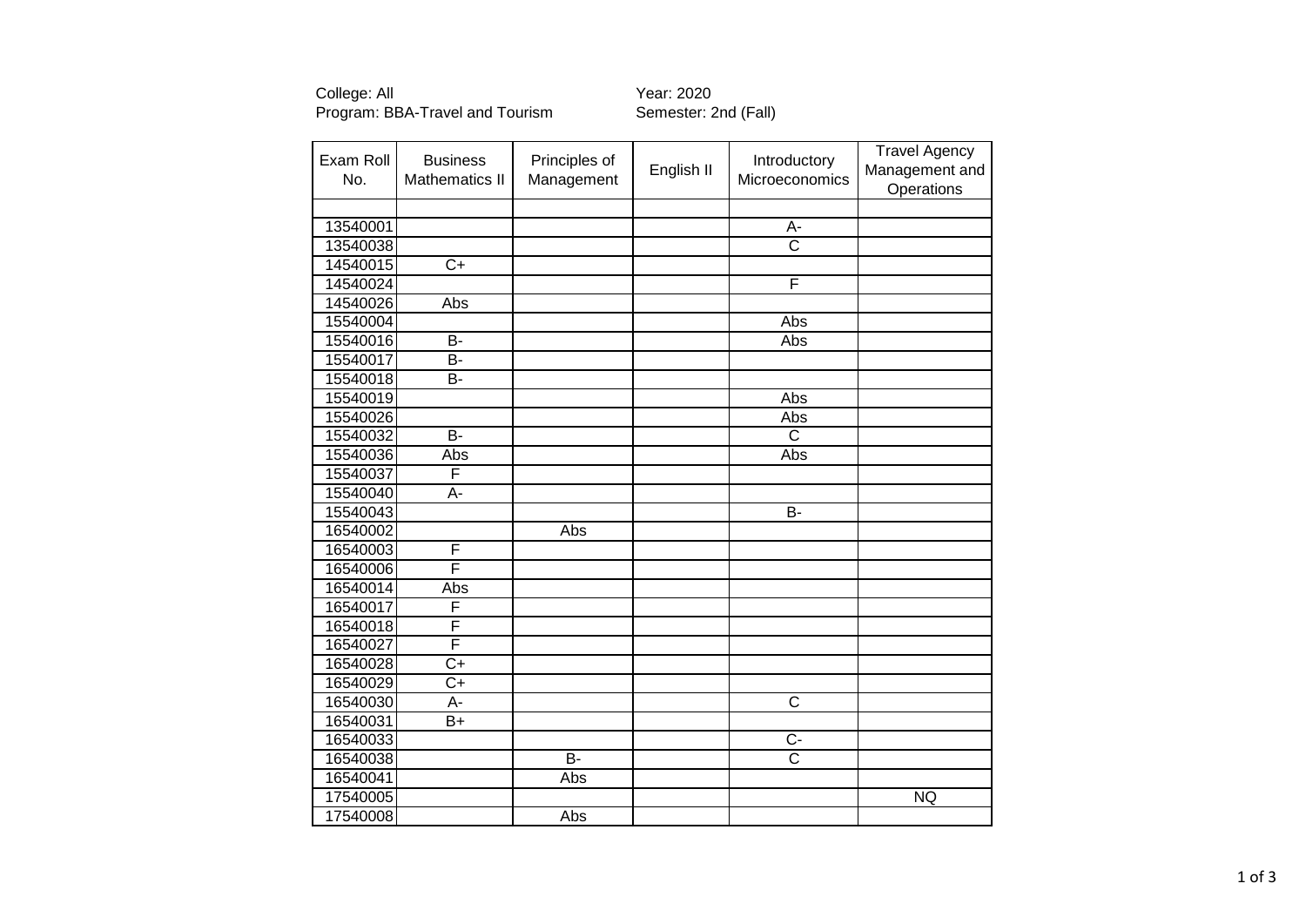College: All
Program: BBA-Travel and Tourism

Year: 2020
Semester: 2nd (Fall)

| Exam Roll No. | Business Mathematics II | Principles of Management | English II | Introductory Microeconomics | Travel Agency Management and Operations |
|---|---|---|---|---|---|
| | | | | | |
| 13540001 | | | | A- | |
| 13540038 | | | | C | |
| 14540015 | C+ | | | | |
| 14540024 | | | | F | |
| 14540026 | Abs | | | | |
| 15540004 | | | | Abs | |
| 15540016 | B- | | | Abs | |
| 15540017 | B- | | | | |
| 15540018 | B- | | | | |
| 15540019 | | | | Abs | |
| 15540026 | | | | Abs | |
| 15540032 | B- | | | C | |
| 15540036 | Abs | | | Abs | |
| 15540037 | F | | | | |
| 15540040 | A- | | | | |
| 15540043 | | | | B- | |
| 16540002 | | Abs | | | |
| 16540003 | F | | | | |
| 16540006 | F | | | | |
| 16540014 | Abs | | | | |
| 16540017 | F | | | | |
| 16540018 | F | | | | |
| 16540027 | F | | | | |
| 16540028 | C+ | | | | |
| 16540029 | C+ | | | | |
| 16540030 | A- | | | C | |
| 16540031 | B+ | | | | |
| 16540033 | | | | C- | |
| 16540038 | | B- | | C | |
| 16540041 | | Abs | | | |
| 17540005 | | | | | NQ |
| 17540008 | | Abs | | | |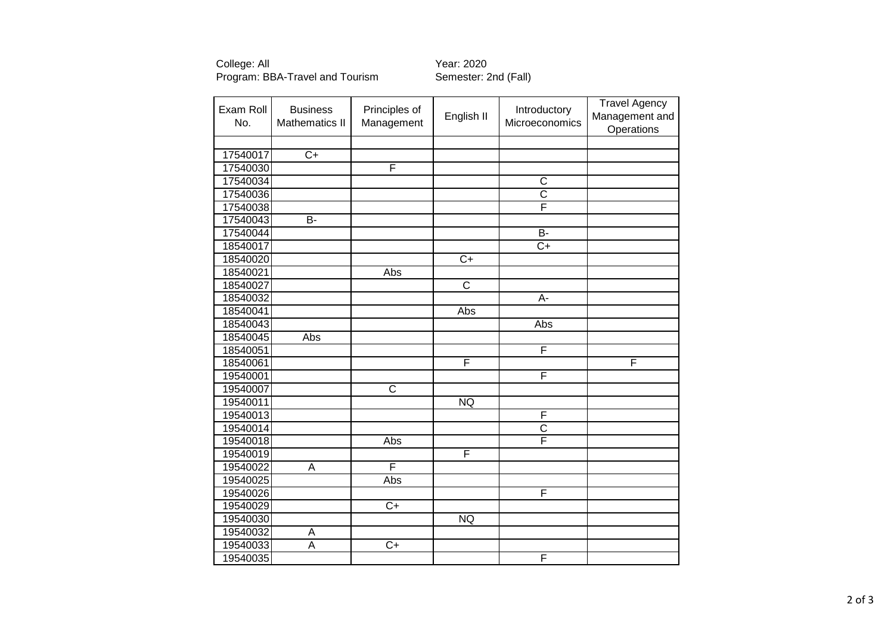College: All
Program: BBA-Travel and Tourism

Year: 2020
Semester: 2nd (Fall)

| Exam Roll No. | Business Mathematics II | Principles of Management | English II | Introductory Microeconomics | Travel Agency Management and Operations |
|---|---|---|---|---|---|
| | | | | | |
| 17540017 | C+ | | | | |
| 17540030 | | F | | | |
| 17540034 | | | | C | |
| 17540036 | | | | C | |
| 17540038 | | | | F | |
| 17540043 | B- | | | | |
| 17540044 | | | | B- | |
| 18540017 | | | | C+ | |
| 18540020 | | | C+ | | |
| 18540021 | | Abs | | | |
| 18540027 | | | C | | |
| 18540032 | | | | A- | |
| 18540041 | | | Abs | | |
| 18540043 | | | | Abs | |
| 18540045 | Abs | | | | |
| 18540051 | | | | F | |
| 18540061 | | | F | | F |
| 19540001 | | | | F | |
| 19540007 | | C | | | |
| 19540011 | | | NQ | | |
| 19540013 | | | | F | |
| 19540014 | | | | C | |
| 19540018 | | Abs | | F | |
| 19540019 | | | F | | |
| 19540022 | A | F | | | |
| 19540025 | | Abs | | | |
| 19540026 | | | | F | |
| 19540029 | | C+ | | | |
| 19540030 | | | NQ | | |
| 19540032 | A | | | | |
| 19540033 | A | C+ | | | |
| 19540035 | | | | F | |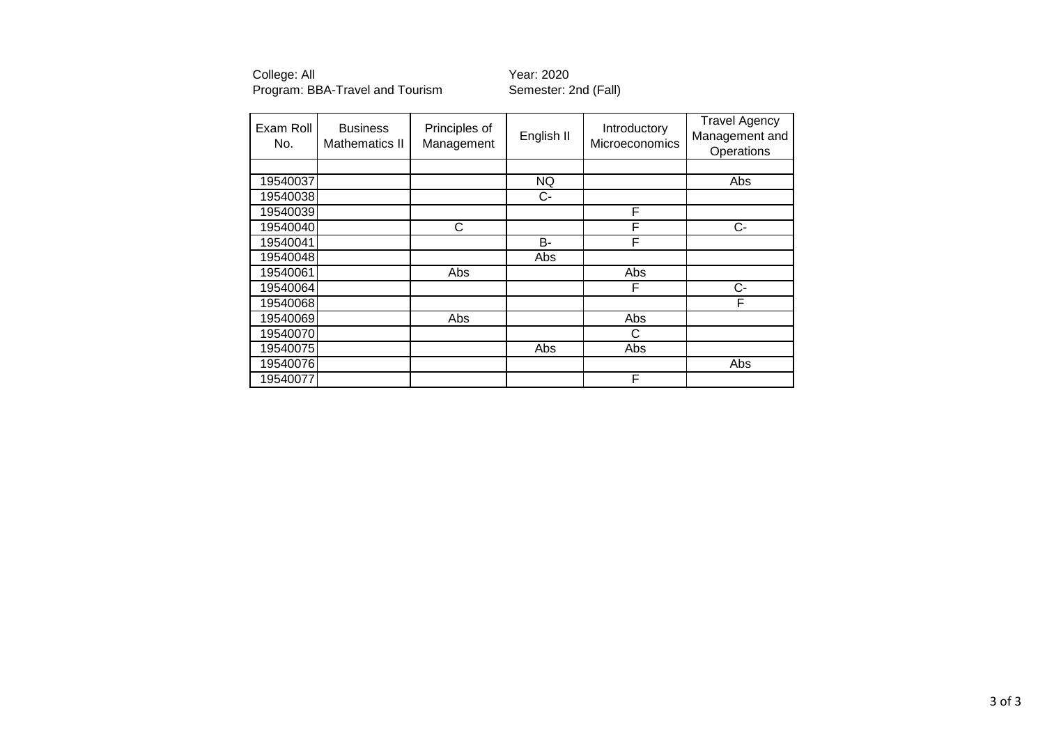College: All
Program: BBA-Travel and Tourism

Year: 2020
Semester: 2nd (Fall)

| Exam Roll No. | Business Mathematics II | Principles of Management | English II | Introductory Microeconomics | Travel Agency Management and Operations |
|---|---|---|---|---|---|
| | | | | | |
| 19540037 | | | NQ | | Abs |
| 19540038 | | | C- | | |
| 19540039 | | | | F | |
| 19540040 | | C | | F | C- |
| 19540041 | | | B- | F | |
| 19540048 | | | Abs | | |
| 19540061 | | Abs | | Abs | |
| 19540064 | | | | F | C- |
| 19540068 | | | | | F |
| 19540069 | | Abs | | Abs | |
| 19540070 | | | | C | |
| 19540075 | | | Abs | Abs | |
| 19540076 | | | | | Abs |
| 19540077 | | | | F | |